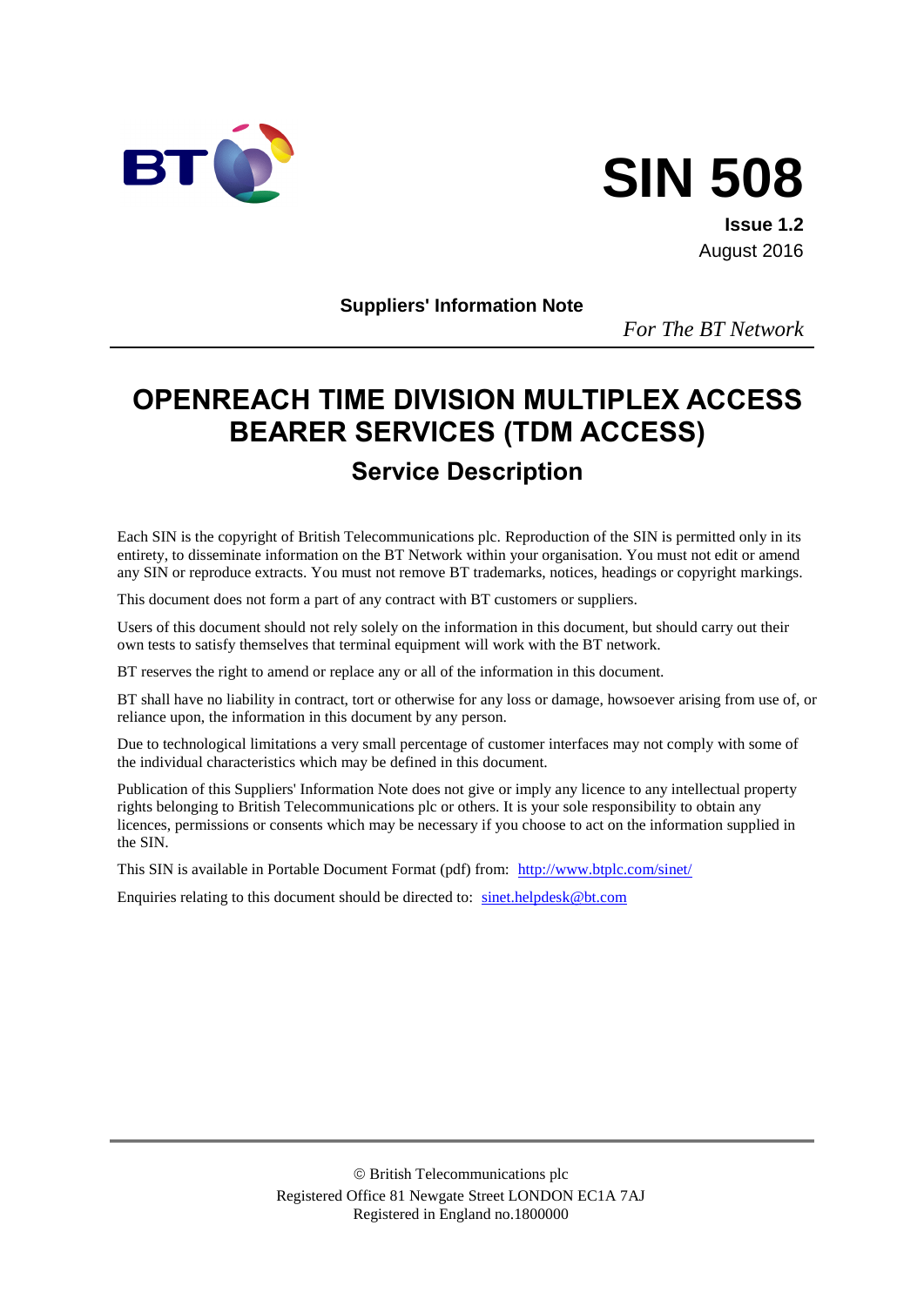BT

# SIN 508

**Issue 1.2**
August 2016

**Suppliers' Information Note**

*For The BT Network*

# OPENREACH TIME DIVISION MULTIPLEX ACCESS BEARER SERVICES (TDM ACCESS)

## Service Description

Each SIN is the copyright of British Telecommunications plc. Reproduction of the SIN is permitted only in its entirety, to disseminate information on the BT Network within your organisation. You must not edit or amend any SIN or reproduce extracts. You must not remove BT trademarks, notices, headings or copyright markings.

This document does not form a part of any contract with BT customers or suppliers.

Users of this document should not rely solely on the information in this document, but should carry out their own tests to satisfy themselves that terminal equipment will work with the BT network.

BT reserves the right to amend or replace any or all of the information in this document.

BT shall have no liability in contract, tort or otherwise for any loss or damage, howsoever arising from use of, or reliance upon, the information in this document by any person.

Due to technological limitations a very small percentage of customer interfaces may not comply with some of the individual characteristics which may be defined in this document.

Publication of this Suppliers' Information Note does not give or imply any licence to any intellectual property rights belonging to British Telecommunications plc or others. It is your sole responsibility to obtain any licences, permissions or consents which may be necessary if you choose to act on the information supplied in the SIN.

This SIN is available in Portable Document Format (pdf) from: http://www.btplc.com/sinet/

Enquiries relating to this document should be directed to: sinet.helpdesk@bt.com

© British Telecommunications plc
Registered Office 81 Newgate Street LONDON EC1A 7AJ
Registered in England no.1800000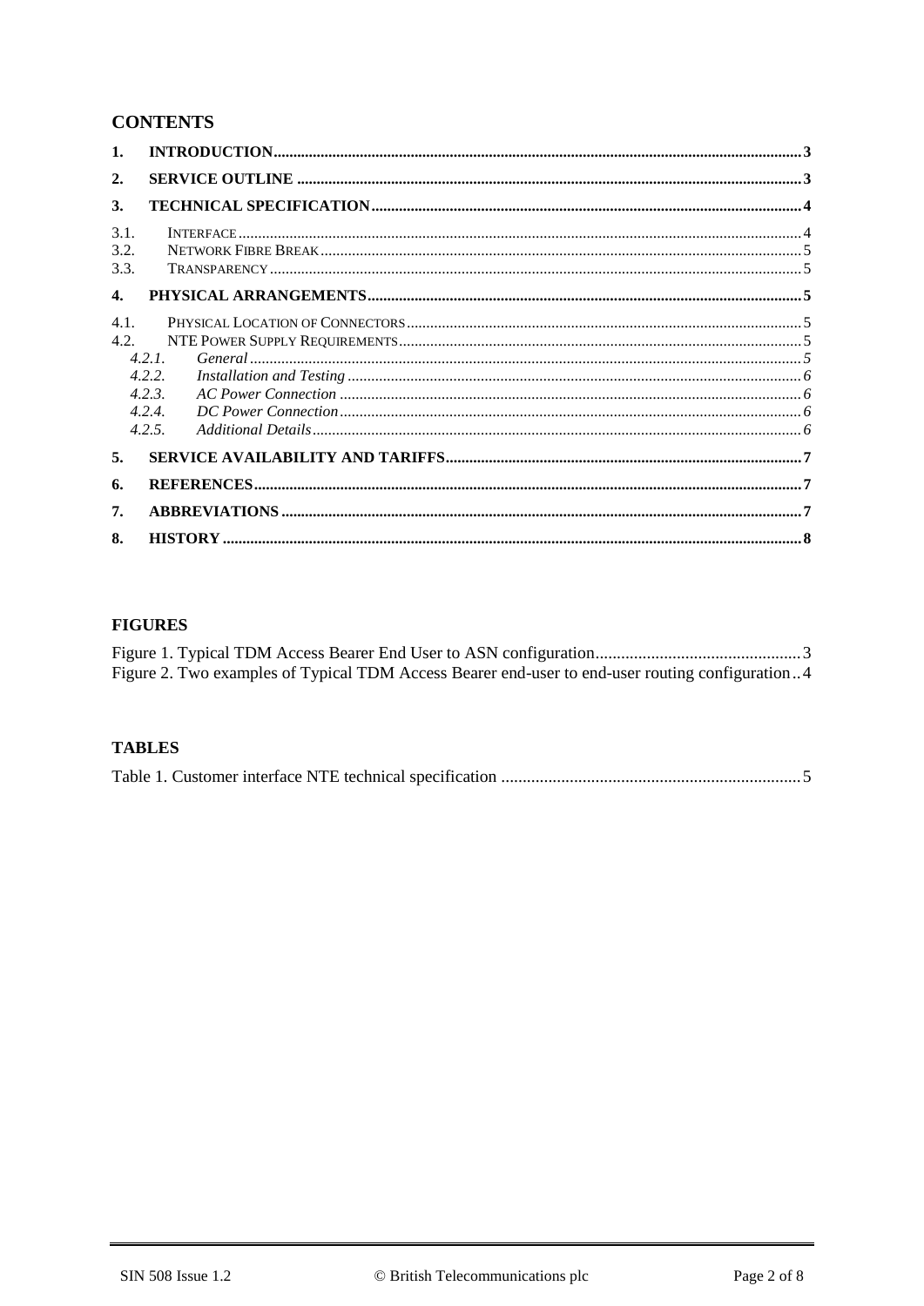## CONTENTS

1. INTRODUCTION ..... 3
2. SERVICE OUTLINE ..... 3
3. TECHNICAL SPECIFICATION ..... 4
   - 3.1. INTERFACE ..... 4
   - 3.2. NETWORK FIBRE BREAK ..... 5
   - 3.3. TRANSPARENCY ..... 5
4. PHYSICAL ARRANGEMENTS ..... 5
   - 4.1. PHYSICAL LOCATION OF CONNECTORS ..... 5
   - 4.2. NTE POWER SUPPLY REQUIREMENTS ..... 5
     - *4.2.1. General ..... 5*
     - *4.2.2. Installation and Testing ..... 6*
     - *4.2.3. AC Power Connection ..... 6*
     - *4.2.4. DC Power Connection ..... 6*
     - *4.2.5. Additional Details ..... 6*
5. SERVICE AVAILABILITY AND TARIFFS ..... 7
6. REFERENCES ..... 7
7. ABBREVIATIONS ..... 7
8. HISTORY ..... 8

## FIGURES

Figure 1. Typical TDM Access Bearer End User to ASN configuration ..... 3
Figure 2. Two examples of Typical TDM Access Bearer end-user to end-user routing configuration ..... 4

## TABLES

Table 1. Customer interface NTE technical specification ..... 5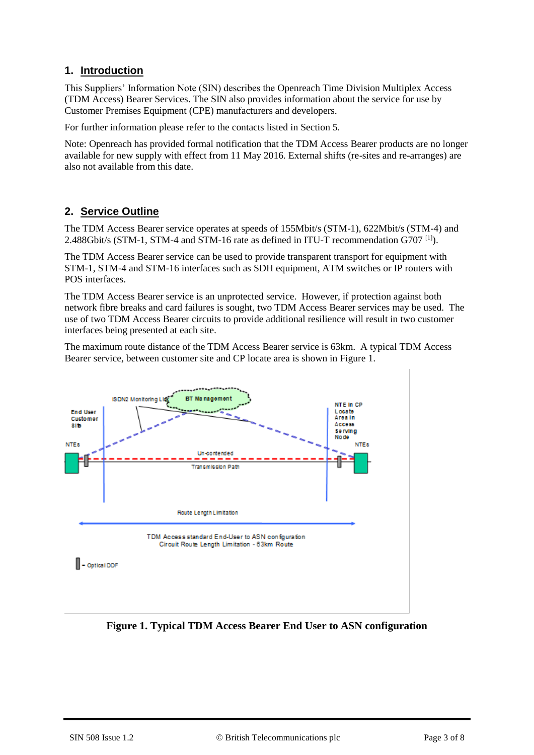## 1. Introduction

This Suppliers' Information Note (SIN) describes the Openreach Time Division Multiplex Access (TDM Access) Bearer Services. The SIN also provides information about the service for use by Customer Premises Equipment (CPE) manufacturers and developers.

For further information please refer to the contacts listed in Section 5.

Note: Openreach has provided formal notification that the TDM Access Bearer products are no longer available for new supply with effect from 11 May 2016. External shifts (re-sites and re-arranges) are also not available from this date.

## 2. Service Outline

The TDM Access Bearer service operates at speeds of 155Mbit/s (STM-1), 622Mbit/s (STM-4) and 2.488Gbit/s (STM-1, STM-4 and STM-16 rate as defined in ITU-T recommendation G707 [1]).

The TDM Access Bearer service can be used to provide transparent transport for equipment with STM-1, STM-4 and STM-16 interfaces such as SDH equipment, ATM switches or IP routers with POS interfaces.

The TDM Access Bearer service is an unprotected service. However, if protection against both network fibre breaks and card failures is sought, two TDM Access Bearer services may be used. The use of two TDM Access Bearer circuits to provide additional resilience will result in two customer interfaces being presented at each site.

The maximum route distance of the TDM Access Bearer service is 63km. A typical TDM Access Bearer service, between customer site and CP locate area is shown in Figure 1.

ISDN2 Monitoring Link

BT Management

End User Customer Site

NTE in CP Locate Area in Access Serving Node

NTEs

NTEs

Un-contended

Transmission Path

Route Length Limitation

TDM Access standard End-User to ASN configuration
Circuit Route Length Limitation - 63km Route

- Optical DDF

**Figure 1. Typical TDM Access Bearer End User to ASN configuration**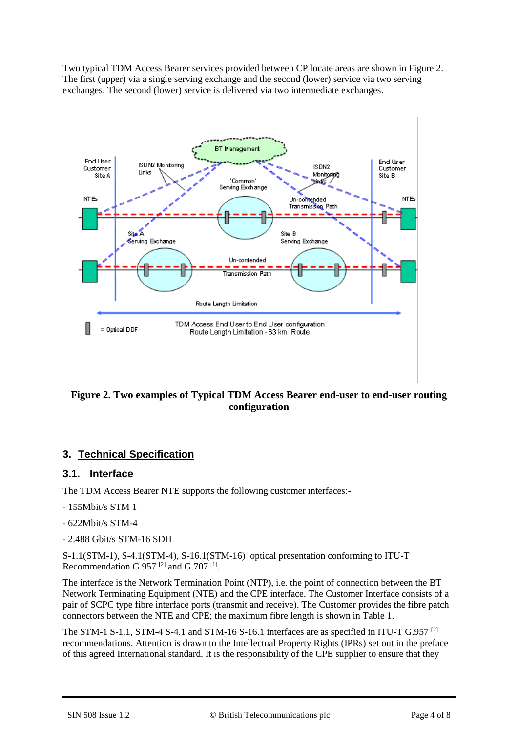Two typical TDM Access Bearer services provided between CP locate areas are shown in Figure 2. The first (upper) via a single serving exchange and the second (lower) service via two serving exchanges. The second (lower) service is delivered via two intermediate exchanges.

**Figure 2. Two examples of Typical TDM Access Bearer end-user to end-user routing configuration**

## 3. Technical Specification

### 3.1. Interface

The TDM Access Bearer NTE supports the following customer interfaces:-

- 155Mbit/s STM 1

- 622Mbit/s STM-4

- 2.488 Gbit/s STM-16 SDH

S-1.1(STM-1), S-4.1(STM-4), S-16.1(STM-16) optical presentation conforming to ITU-T Recommendation G.957 [2] and G.707 [1].

The interface is the Network Termination Point (NTP), i.e. the point of connection between the BT Network Terminating Equipment (NTE) and the CPE interface. The Customer Interface consists of a pair of SCPC type fibre interface ports (transmit and receive). The Customer provides the fibre patch connectors between the NTE and CPE; the maximum fibre length is shown in Table 1.

The STM-1 S-1.1, STM-4 S-4.1 and STM-16 S-16.1 interfaces are as specified in ITU-T G.957 [2] recommendations. Attention is drawn to the Intellectual Property Rights (IPRs) set out in the preface of this agreed International standard. It is the responsibility of the CPE supplier to ensure that they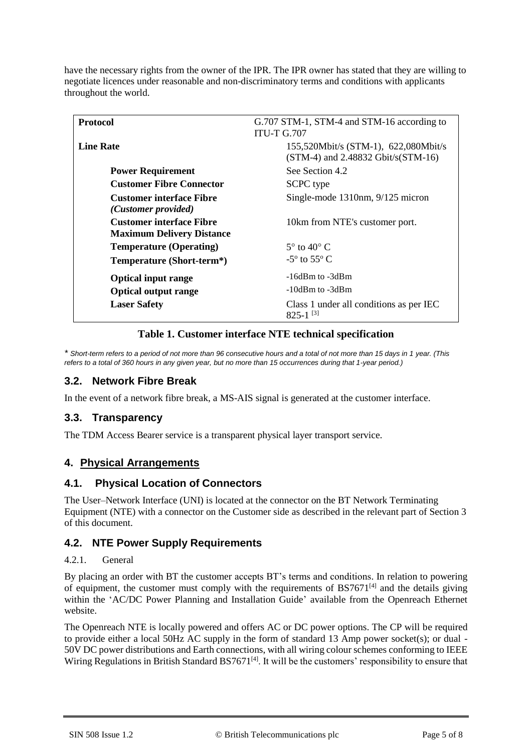have the necessary rights from the owner of the IPR. The IPR owner has stated that they are willing to negotiate licences under reasonable and non-discriminatory terms and conditions with applicants throughout the world.

| | |
|---|---|
| **Protocol** | G.707 STM-1, STM-4 and STM-16 according to ITU-T G.707 |
| **Line Rate** | 155,520Mbit/s (STM-1), 622,080Mbit/s (STM-4) and 2.48832 Gbit/s(STM-16) |
| **Power Requirement** | See Section 4.2 |
| **Customer Fibre Connector** | SCPC type |
| **Customer interface Fibre** *(Customer provided)* | Single-mode 1310nm, 9/125 micron |
| **Customer interface Fibre Maximum Delivery Distance** | 10km from NTE's customer port. |
| **Temperature (Operating)** | 5° to 40° C |
| **Temperature (Short-term\*)** | -5° to 55° C |
| **Optical input range** | -16dBm to -3dBm |
| **Optical output range** | -10dBm to -3dBm |
| **Laser Safety** | Class 1 under all conditions as per IEC 825-1 [3] |

**Table 1. Customer interface NTE technical specification**

\* *Short-term refers to a period of not more than 96 consecutive hours and a total of not more than 15 days in 1 year. (This refers to a total of 360 hours in any given year, but no more than 15 occurrences during that 1-year period.)*

### 3.2. Network Fibre Break

In the event of a network fibre break, a MS-AIS signal is generated at the customer interface.

### 3.3. Transparency

The TDM Access Bearer service is a transparent physical layer transport service.

## 4. Physical Arrangements

### 4.1. Physical Location of Connectors

The User–Network Interface (UNI) is located at the connector on the BT Network Terminating Equipment (NTE) with a connector on the Customer side as described in the relevant part of Section 3 of this document.

### 4.2. NTE Power Supply Requirements

4.2.1. General

By placing an order with BT the customer accepts BT's terms and conditions. In relation to powering of equipment, the customer must comply with the requirements of BS7671[4] and the details giving within the 'AC/DC Power Planning and Installation Guide' available from the Openreach Ethernet website.

The Openreach NTE is locally powered and offers AC or DC power options. The CP will be required to provide either a local 50Hz AC supply in the form of standard 13 Amp power socket(s); or dual -50V DC power distributions and Earth connections, with all wiring colour schemes conforming to IEEE Wiring Regulations in British Standard BS7671[4]. It will be the customers' responsibility to ensure that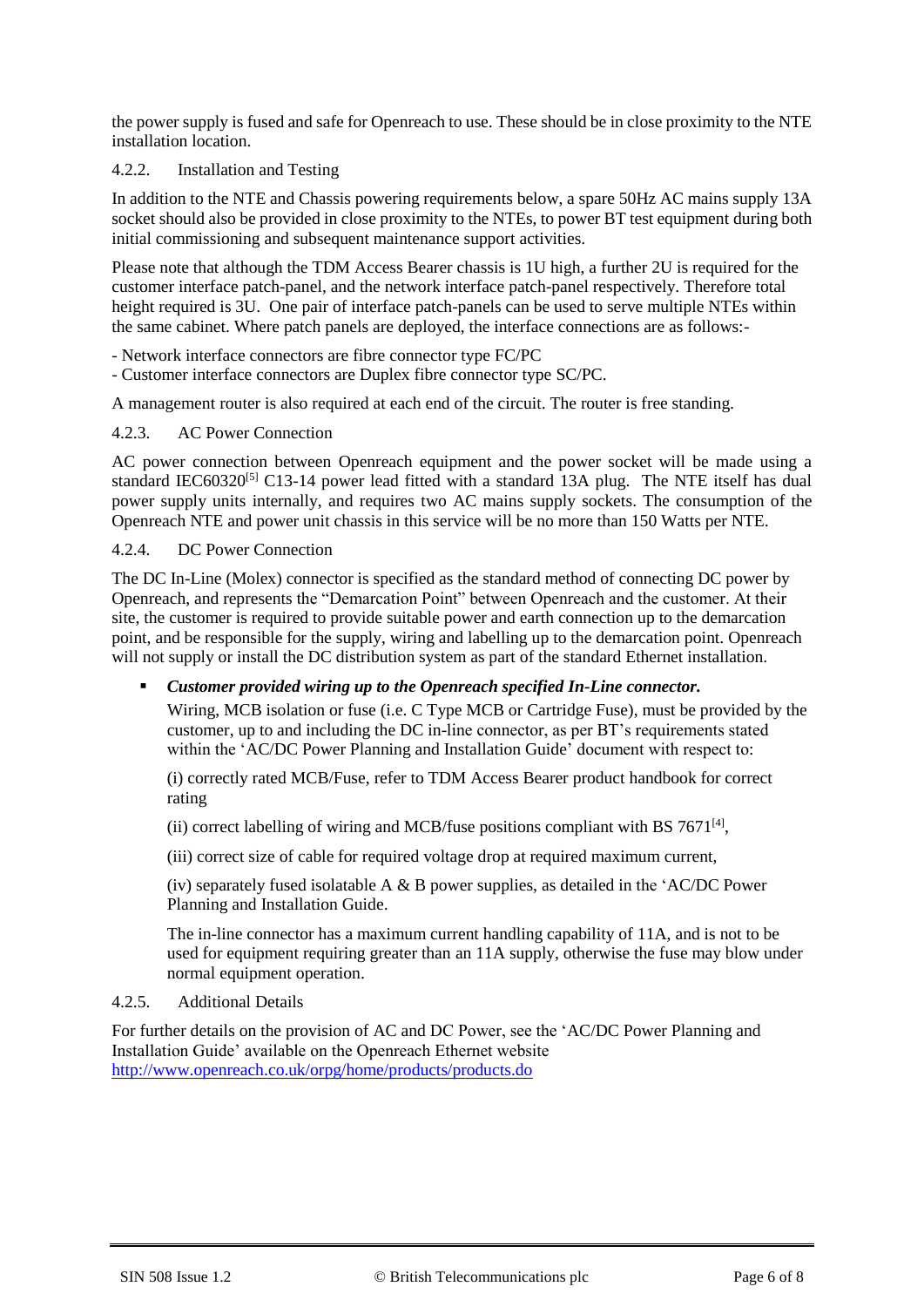the power supply is fused and safe for Openreach to use. These should be in close proximity to the NTE installation location.

### 4.2.2. Installation and Testing

In addition to the NTE and Chassis powering requirements below, a spare 50Hz AC mains supply 13A socket should also be provided in close proximity to the NTEs, to power BT test equipment during both initial commissioning and subsequent maintenance support activities.

Please note that although the TDM Access Bearer chassis is 1U high, a further 2U is required for the customer interface patch-panel, and the network interface patch-panel respectively. Therefore total height required is 3U. One pair of interface patch-panels can be used to serve multiple NTEs within the same cabinet. Where patch panels are deployed, the interface connections are as follows:-

- Network interface connectors are fibre connector type FC/PC
- Customer interface connectors are Duplex fibre connector type SC/PC.

A management router is also required at each end of the circuit. The router is free standing.

### 4.2.3. AC Power Connection

AC power connection between Openreach equipment and the power socket will be made using a standard IEC60320[5] C13-14 power lead fitted with a standard 13A plug. The NTE itself has dual power supply units internally, and requires two AC mains supply sockets. The consumption of the Openreach NTE and power unit chassis in this service will be no more than 150 Watts per NTE.

### 4.2.4. DC Power Connection

The DC In-Line (Molex) connector is specified as the standard method of connecting DC power by Openreach, and represents the "Demarcation Point" between Openreach and the customer. At their site, the customer is required to provide suitable power and earth connection up to the demarcation point, and be responsible for the supply, wiring and labelling up to the demarcation point. Openreach will not supply or install the DC distribution system as part of the standard Ethernet installation.

- ***Customer provided wiring up to the Openreach specified In-Line connector.***

  Wiring, MCB isolation or fuse (i.e. C Type MCB or Cartridge Fuse), must be provided by the customer, up to and including the DC in-line connector, as per BT's requirements stated within the 'AC/DC Power Planning and Installation Guide' document with respect to:

  (i) correctly rated MCB/Fuse, refer to TDM Access Bearer product handbook for correct rating

  (ii) correct labelling of wiring and MCB/fuse positions compliant with BS 7671[4],

  (iii) correct size of cable for required voltage drop at required maximum current,

  (iv) separately fused isolatable A & B power supplies, as detailed in the 'AC/DC Power Planning and Installation Guide.

  The in-line connector has a maximum current handling capability of 11A, and is not to be used for equipment requiring greater than an 11A supply, otherwise the fuse may blow under normal equipment operation.

### 4.2.5. Additional Details

For further details on the provision of AC and DC Power, see the 'AC/DC Power Planning and Installation Guide' available on the Openreach Ethernet website [http://www.openreach.co.uk/orpg/home/products/products.do](http://www.openreach.co.uk/orpg/home/products/products.do)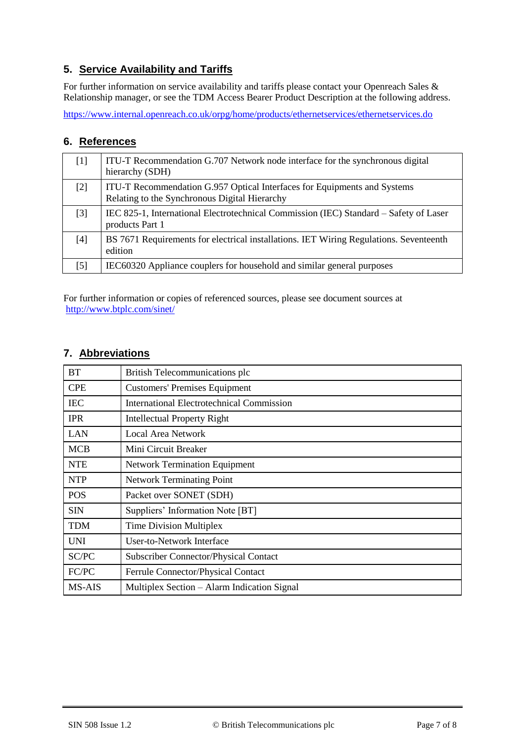## 5. Service Availability and Tariffs

For further information on service availability and tariffs please contact your Openreach Sales & Relationship manager, or see the TDM Access Bearer Product Description at the following address.

https://www.internal.openreach.co.uk/orpg/home/products/ethernetservices/ethernetservices.do

## 6. References

| | |
|---|---|
| [1] | ITU-T Recommendation G.707 Network node interface for the synchronous digital hierarchy (SDH) |
| [2] | ITU-T Recommendation G.957 Optical Interfaces for Equipments and Systems Relating to the Synchronous Digital Hierarchy |
| [3] | IEC 825-1, International Electrotechnical Commission (IEC) Standard – Safety of Laser products Part 1 |
| [4] | BS 7671 Requirements for electrical installations. IET Wiring Regulations. Seventeenth edition |
| [5] | IEC60320 Appliance couplers for household and similar general purposes |

For further information or copies of referenced sources, please see document sources at http://www.btplc.com/sinet/

## 7. Abbreviations

| | |
|---|---|
| BT | British Telecommunications plc |
| CPE | Customers' Premises Equipment |
| IEC | International Electrotechnical Commission |
| IPR | Intellectual Property Right |
| LAN | Local Area Network |
| MCB | Mini Circuit Breaker |
| NTE | Network Termination Equipment |
| NTP | Network Terminating Point |
| POS | Packet over SONET (SDH) |
| SIN | Suppliers' Information Note [BT] |
| TDM | Time Division Multiplex |
| UNI | User-to-Network Interface |
| SC/PC | Subscriber Connector/Physical Contact |
| FC/PC | Ferrule Connector/Physical Contact |
| MS-AIS | Multiplex Section – Alarm Indication Signal |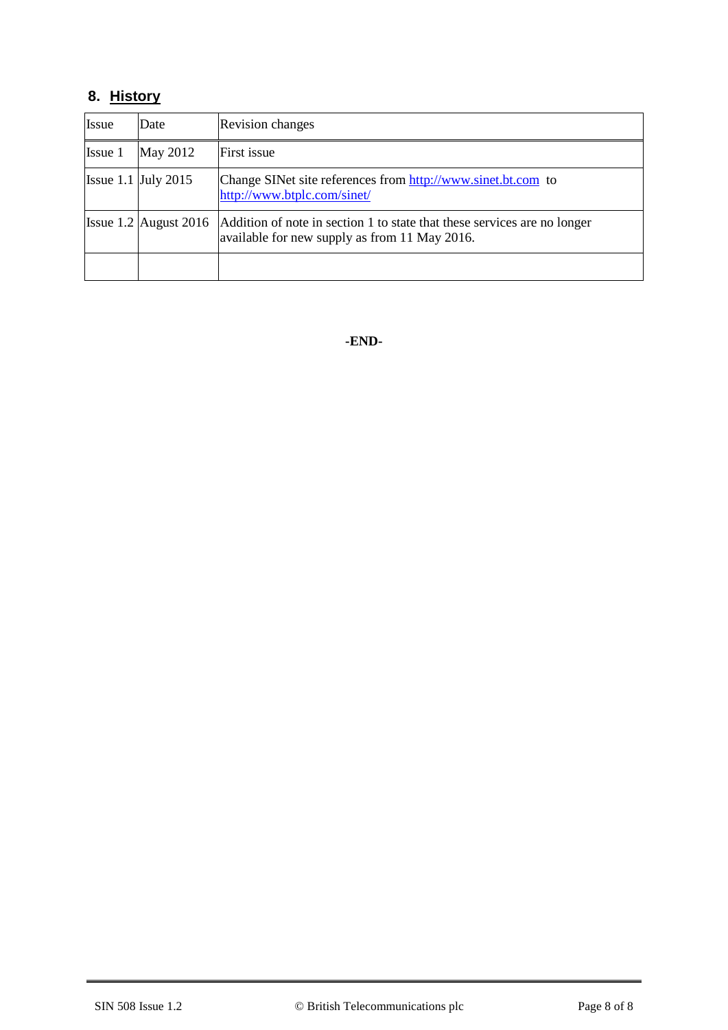## 8. History

| Issue | Date | Revision changes |
|---|---|---|
| Issue 1 | May 2012 | First issue |
| Issue 1.1 | July 2015 | Change SINet site references from http://www.sinet.bt.com to http://www.btplc.com/sinet/ |
| Issue 1.2 | August 2016 | Addition of note in section 1 to state that these services are no longer available for new supply as from 11 May 2016. |
| | | |

**-END-**